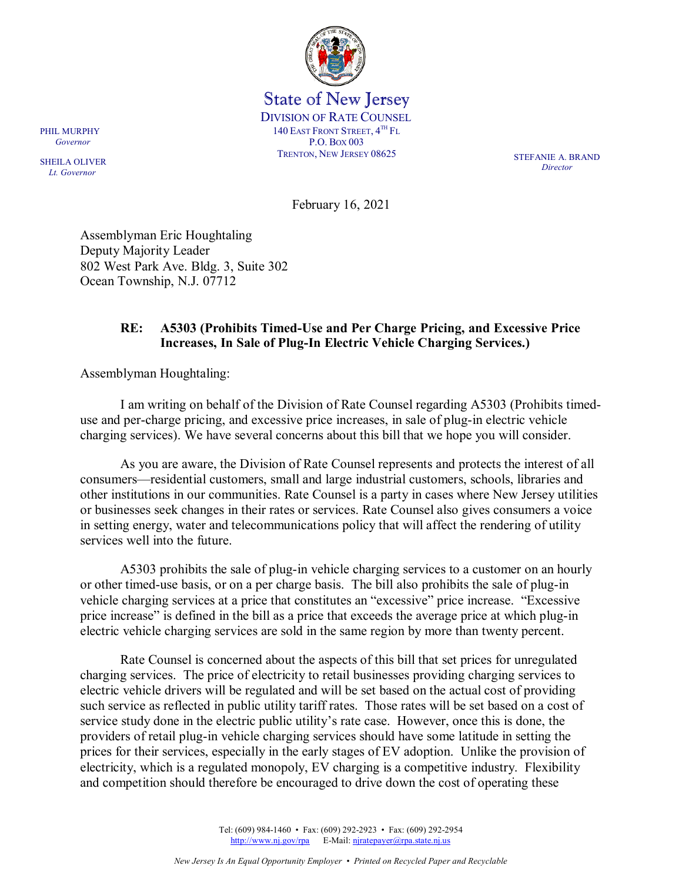State of New Jersey
DIVISION OF RATE COUNSEL
140 EAST FRONT STREET, 4TH FL
P.O. BOX 003
TRENTON, NEW JERSEY 08625

PHIL MURPHY
*Governor*

SHEILA OLIVER
*Lt. Governor*

STEFANIE A. BRAND
*Director*

February 16, 2021

Assemblyman Eric Houghtaling
Deputy Majority Leader
802 West Park Ave. Bldg. 3, Suite 302
Ocean Township, N.J. 07712

**RE: A5303 (Prohibits Timed-Use and Per Charge Pricing, and Excessive Price Increases, In Sale of Plug-In Electric Vehicle Charging Services.)**

Assemblyman Houghtaling:

I am writing on behalf of the Division of Rate Counsel regarding A5303 (Prohibits timed-use and per-charge pricing, and excessive price increases, in sale of plug-in electric vehicle charging services). We have several concerns about this bill that we hope you will consider.

As you are aware, the Division of Rate Counsel represents and protects the interest of all consumers—residential customers, small and large industrial customers, schools, libraries and other institutions in our communities. Rate Counsel is a party in cases where New Jersey utilities or businesses seek changes in their rates or services. Rate Counsel also gives consumers a voice in setting energy, water and telecommunications policy that will affect the rendering of utility services well into the future.

A5303 prohibits the sale of plug-in vehicle charging services to a customer on an hourly or other timed-use basis, or on a per charge basis. The bill also prohibits the sale of plug-in vehicle charging services at a price that constitutes an "excessive" price increase. "Excessive price increase" is defined in the bill as a price that exceeds the average price at which plug-in electric vehicle charging services are sold in the same region by more than twenty percent.

Rate Counsel is concerned about the aspects of this bill that set prices for unregulated charging services. The price of electricity to retail businesses providing charging services to electric vehicle drivers will be regulated and will be set based on the actual cost of providing such service as reflected in public utility tariff rates. Those rates will be set based on a cost of service study done in the electric public utility's rate case. However, once this is done, the providers of retail plug-in vehicle charging services should have some latitude in setting the prices for their services, especially in the early stages of EV adoption. Unlike the provision of electricity, which is a regulated monopoly, EV charging is a competitive industry. Flexibility and competition should therefore be encouraged to drive down the cost of operating these

Tel: (609) 984-1460 • Fax: (609) 292-2923 • Fax: (609) 292-2954
http://www.nj.gov/rpa E-Mail: njratepayer@rpa.state.nj.us

*New Jersey Is An Equal Opportunity Employer • Printed on Recycled Paper and Recyclable*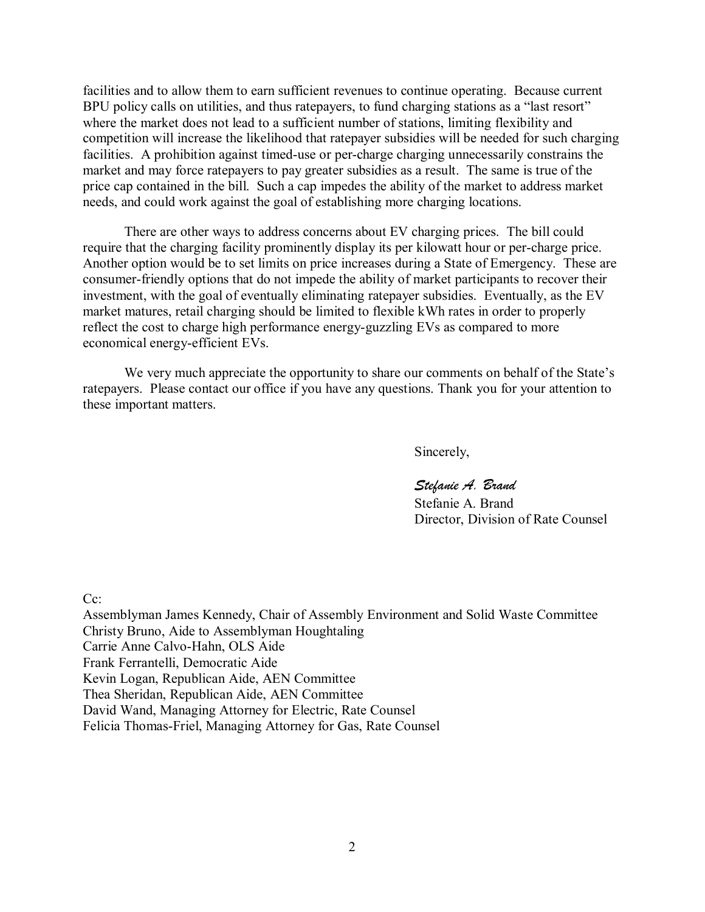facilities and to allow them to earn sufficient revenues to continue operating. Because current BPU policy calls on utilities, and thus ratepayers, to fund charging stations as a "last resort" where the market does not lead to a sufficient number of stations, limiting flexibility and competition will increase the likelihood that ratepayer subsidies will be needed for such charging facilities. A prohibition against timed-use or per-charge charging unnecessarily constrains the market and may force ratepayers to pay greater subsidies as a result. The same is true of the price cap contained in the bill. Such a cap impedes the ability of the market to address market needs, and could work against the goal of establishing more charging locations.

There are other ways to address concerns about EV charging prices. The bill could require that the charging facility prominently display its per kilowatt hour or per-charge price. Another option would be to set limits on price increases during a State of Emergency. These are consumer-friendly options that do not impede the ability of market participants to recover their investment, with the goal of eventually eliminating ratepayer subsidies. Eventually, as the EV market matures, retail charging should be limited to flexible kWh rates in order to properly reflect the cost to charge high performance energy-guzzling EVs as compared to more economical energy-efficient EVs.

We very much appreciate the opportunity to share our comments on behalf of the State's ratepayers. Please contact our office if you have any questions. Thank you for your attention to these important matters.

Sincerely,

*Stefanie A. Brand*

Stefanie A. Brand
Director, Division of Rate Counsel

Cc:
Assemblyman James Kennedy, Chair of Assembly Environment and Solid Waste Committee
Christy Bruno, Aide to Assemblyman Houghtaling
Carrie Anne Calvo-Hahn, OLS Aide
Frank Ferrantelli, Democratic Aide
Kevin Logan, Republican Aide, AEN Committee
Thea Sheridan, Republican Aide, AEN Committee
David Wand, Managing Attorney for Electric, Rate Counsel
Felicia Thomas-Friel, Managing Attorney for Gas, Rate Counsel